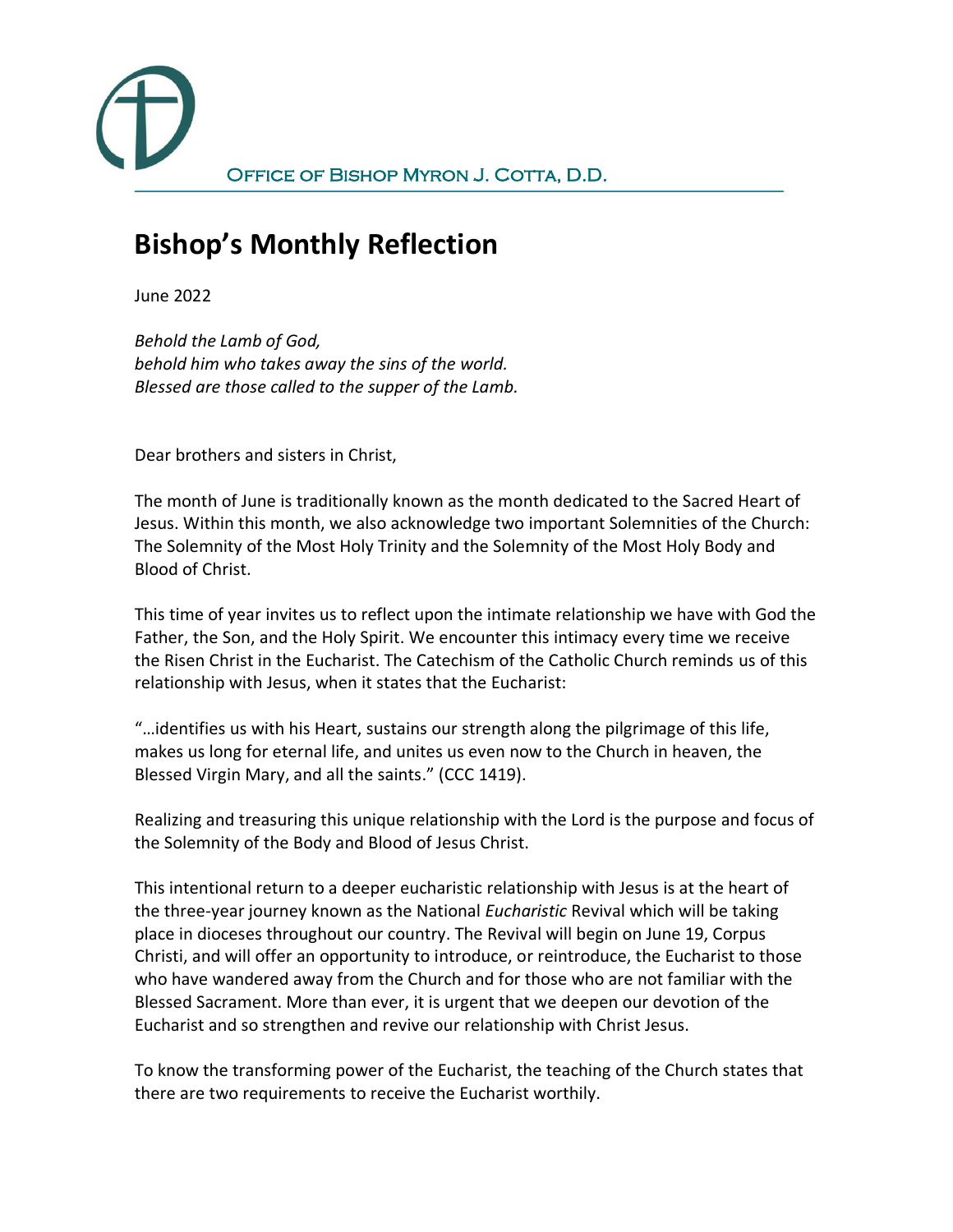OFFICE OF BISHOP MYRON J. COTTA, D.D.

# Bishop's Monthly Reflection

June 2022

*Behold the Lamb of God,*
*behold him who takes away the sins of the world.*
*Blessed are those called to the supper of the Lamb.*

Dear brothers and sisters in Christ,

The month of June is traditionally known as the month dedicated to the Sacred Heart of Jesus. Within this month, we also acknowledge two important Solemnities of the Church: The Solemnity of the Most Holy Trinity and the Solemnity of the Most Holy Body and Blood of Christ.

This time of year invites us to reflect upon the intimate relationship we have with God the Father, the Son, and the Holy Spirit. We encounter this intimacy every time we receive the Risen Christ in the Eucharist. The Catechism of the Catholic Church reminds us of this relationship with Jesus, when it states that the Eucharist:

"…identifies us with his Heart, sustains our strength along the pilgrimage of this life, makes us long for eternal life, and unites us even now to the Church in heaven, the Blessed Virgin Mary, and all the saints." (CCC 1419).

Realizing and treasuring this unique relationship with the Lord is the purpose and focus of the Solemnity of the Body and Blood of Jesus Christ.

This intentional return to a deeper eucharistic relationship with Jesus is at the heart of the three-year journey known as the National *Eucharistic* Revival which will be taking place in dioceses throughout our country. The Revival will begin on June 19, Corpus Christi, and will offer an opportunity to introduce, or reintroduce, the Eucharist to those who have wandered away from the Church and for those who are not familiar with the Blessed Sacrament. More than ever, it is urgent that we deepen our devotion of the Eucharist and so strengthen and revive our relationship with Christ Jesus.

To know the transforming power of the Eucharist, the teaching of the Church states that there are two requirements to receive the Eucharist worthily.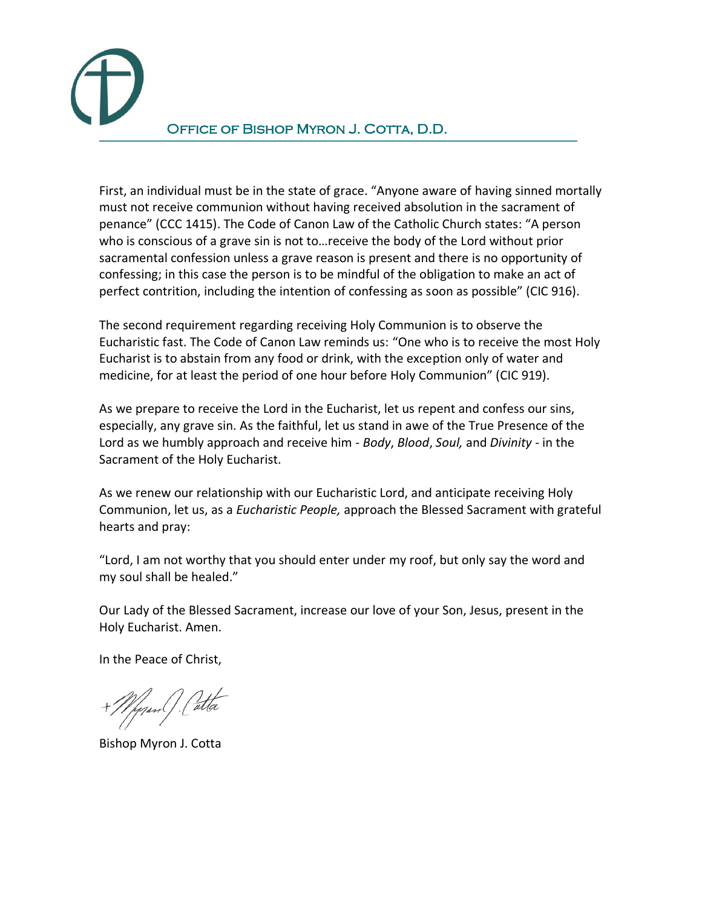Office of Bishop Myron J. Cotta, D.D.

First, an individual must be in the state of grace. "Anyone aware of having sinned mortally must not receive communion without having received absolution in the sacrament of penance" (CCC 1415). The Code of Canon Law of the Catholic Church states: "A person who is conscious of a grave sin is not to…receive the body of the Lord without prior sacramental confession unless a grave reason is present and there is no opportunity of confessing; in this case the person is to be mindful of the obligation to make an act of perfect contrition, including the intention of confessing as soon as possible" (CIC 916).

The second requirement regarding receiving Holy Communion is to observe the Eucharistic fast. The Code of Canon Law reminds us: "One who is to receive the most Holy Eucharist is to abstain from any food or drink, with the exception only of water and medicine, for at least the period of one hour before Holy Communion" (CIC 919).

As we prepare to receive the Lord in the Eucharist, let us repent and confess our sins, especially, any grave sin. As the faithful, let us stand in awe of the True Presence of the Lord as we humbly approach and receive him - *Body*, *Blood*, *Soul,* and *Divinity* - in the Sacrament of the Holy Eucharist.

As we renew our relationship with our Eucharistic Lord, and anticipate receiving Holy Communion, let us, as a *Eucharistic People,* approach the Blessed Sacrament with grateful hearts and pray:

"Lord, I am not worthy that you should enter under my roof, but only say the word and my soul shall be healed."

Our Lady of the Blessed Sacrament, increase our love of your Son, Jesus, present in the Holy Eucharist. Amen.

In the Peace of Christ,

+Myron J. Cotta

Bishop Myron J. Cotta